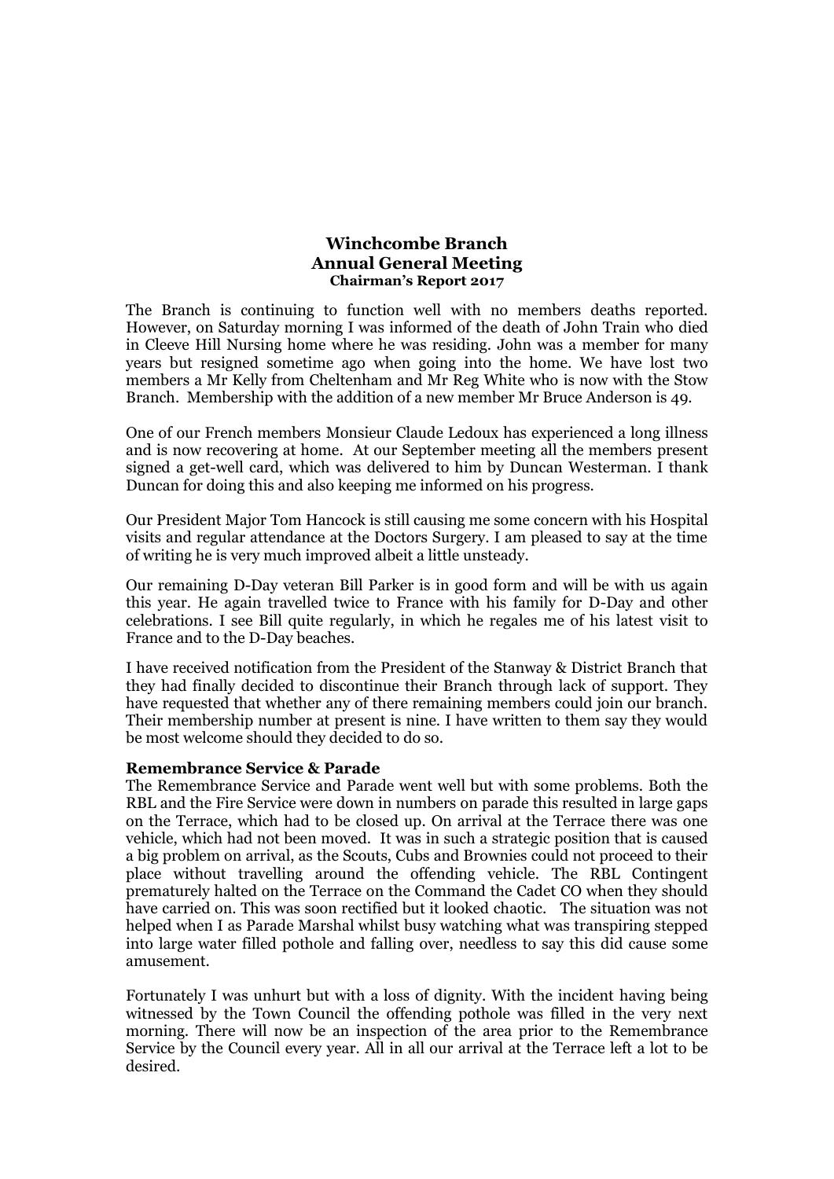# Winchcombe Branch
# Annual General Meeting
### Chairman's Report 2017

The Branch is continuing to function well with no members deaths reported. However, on Saturday morning I was informed of the death of John Train who died in Cleeve Hill Nursing home where he was residing. John was a member for many years but resigned sometime ago when going into the home. We have lost two members a Mr Kelly from Cheltenham and Mr Reg White who is now with the Stow Branch. Membership with the addition of a new member Mr Bruce Anderson is 49.

One of our French members Monsieur Claude Ledoux has experienced a long illness and is now recovering at home. At our September meeting all the members present signed a get-well card, which was delivered to him by Duncan Westerman. I thank Duncan for doing this and also keeping me informed on his progress.

Our President Major Tom Hancock is still causing me some concern with his Hospital visits and regular attendance at the Doctors Surgery. I am pleased to say at the time of writing he is very much improved albeit a little unsteady.

Our remaining D-Day veteran Bill Parker is in good form and will be with us again this year. He again travelled twice to France with his family for D-Day and other celebrations. I see Bill quite regularly, in which he regales me of his latest visit to France and to the D-Day beaches.

I have received notification from the President of the Stanway & District Branch that they had finally decided to discontinue their Branch through lack of support. They have requested that whether any of there remaining members could join our branch. Their membership number at present is nine. I have written to them say they would be most welcome should they decided to do so.

**Remembrance Service & Parade**

The Remembrance Service and Parade went well but with some problems. Both the RBL and the Fire Service were down in numbers on parade this resulted in large gaps on the Terrace, which had to be closed up. On arrival at the Terrace there was one vehicle, which had not been moved. It was in such a strategic position that is caused a big problem on arrival, as the Scouts, Cubs and Brownies could not proceed to their place without travelling around the offending vehicle. The RBL Contingent prematurely halted on the Terrace on the Command the Cadet CO when they should have carried on. This was soon rectified but it looked chaotic. The situation was not helped when I as Parade Marshal whilst busy watching what was transpiring stepped into large water filled pothole and falling over, needless to say this did cause some amusement.

Fortunately I was unhurt but with a loss of dignity. With the incident having being witnessed by the Town Council the offending pothole was filled in the very next morning. There will now be an inspection of the area prior to the Remembrance Service by the Council every year. All in all our arrival at the Terrace left a lot to be desired.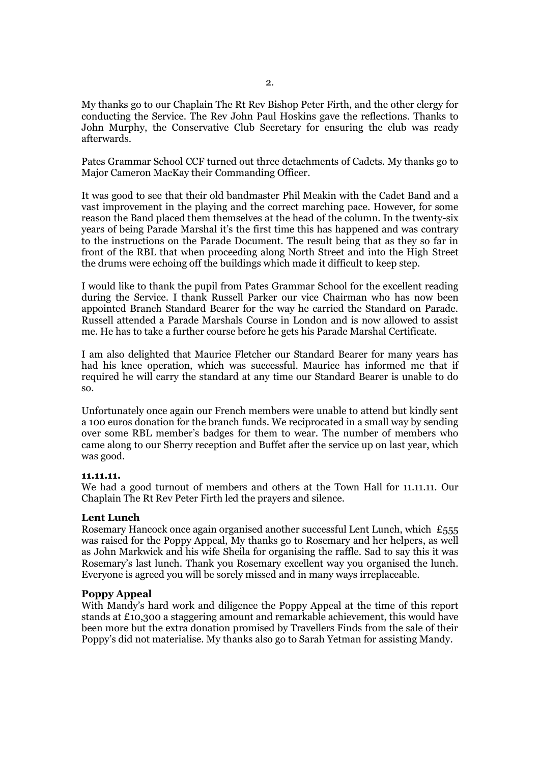My thanks go to our Chaplain The Rt Rev Bishop Peter Firth, and the other clergy for conducting the Service. The Rev John Paul Hoskins gave the reflections. Thanks to John Murphy, the Conservative Club Secretary for ensuring the club was ready afterwards.

Pates Grammar School CCF turned out three detachments of Cadets. My thanks go to Major Cameron MacKay their Commanding Officer.

It was good to see that their old bandmaster Phil Meakin with the Cadet Band and a vast improvement in the playing and the correct marching pace. However, for some reason the Band placed them themselves at the head of the column. In the twenty-six years of being Parade Marshal it's the first time this has happened and was contrary to the instructions on the Parade Document. The result being that as they so far in front of the RBL that when proceeding along North Street and into the High Street the drums were echoing off the buildings which made it difficult to keep step.

I would like to thank the pupil from Pates Grammar School for the excellent reading during the Service. I thank Russell Parker our vice Chairman who has now been appointed Branch Standard Bearer for the way he carried the Standard on Parade. Russell attended a Parade Marshals Course in London and is now allowed to assist me. He has to take a further course before he gets his Parade Marshal Certificate.

I am also delighted that Maurice Fletcher our Standard Bearer for many years has had his knee operation, which was successful. Maurice has informed me that if required he will carry the standard at any time our Standard Bearer is unable to do so.

Unfortunately once again our French members were unable to attend but kindly sent a 100 euros donation for the branch funds. We reciprocated in a small way by sending over some RBL member's badges for them to wear. The number of members who came along to our Sherry reception and Buffet after the service up on last year, which was good.

**11.11.11.**

We had a good turnout of members and others at the Town Hall for 11.11.11. Our Chaplain The Rt Rev Peter Firth led the prayers and silence.

**Lent Lunch**

Rosemary Hancock once again organised another successful Lent Lunch, which £555 was raised for the Poppy Appeal, My thanks go to Rosemary and her helpers, as well as John Markwick and his wife Sheila for organising the raffle. Sad to say this it was Rosemary's last lunch. Thank you Rosemary excellent way you organised the lunch. Everyone is agreed you will be sorely missed and in many ways irreplaceable.

**Poppy Appeal**

With Mandy's hard work and diligence the Poppy Appeal at the time of this report stands at £10,300 a staggering amount and remarkable achievement, this would have been more but the extra donation promised by Travellers Finds from the sale of their Poppy's did not materialise. My thanks also go to Sarah Yetman for assisting Mandy.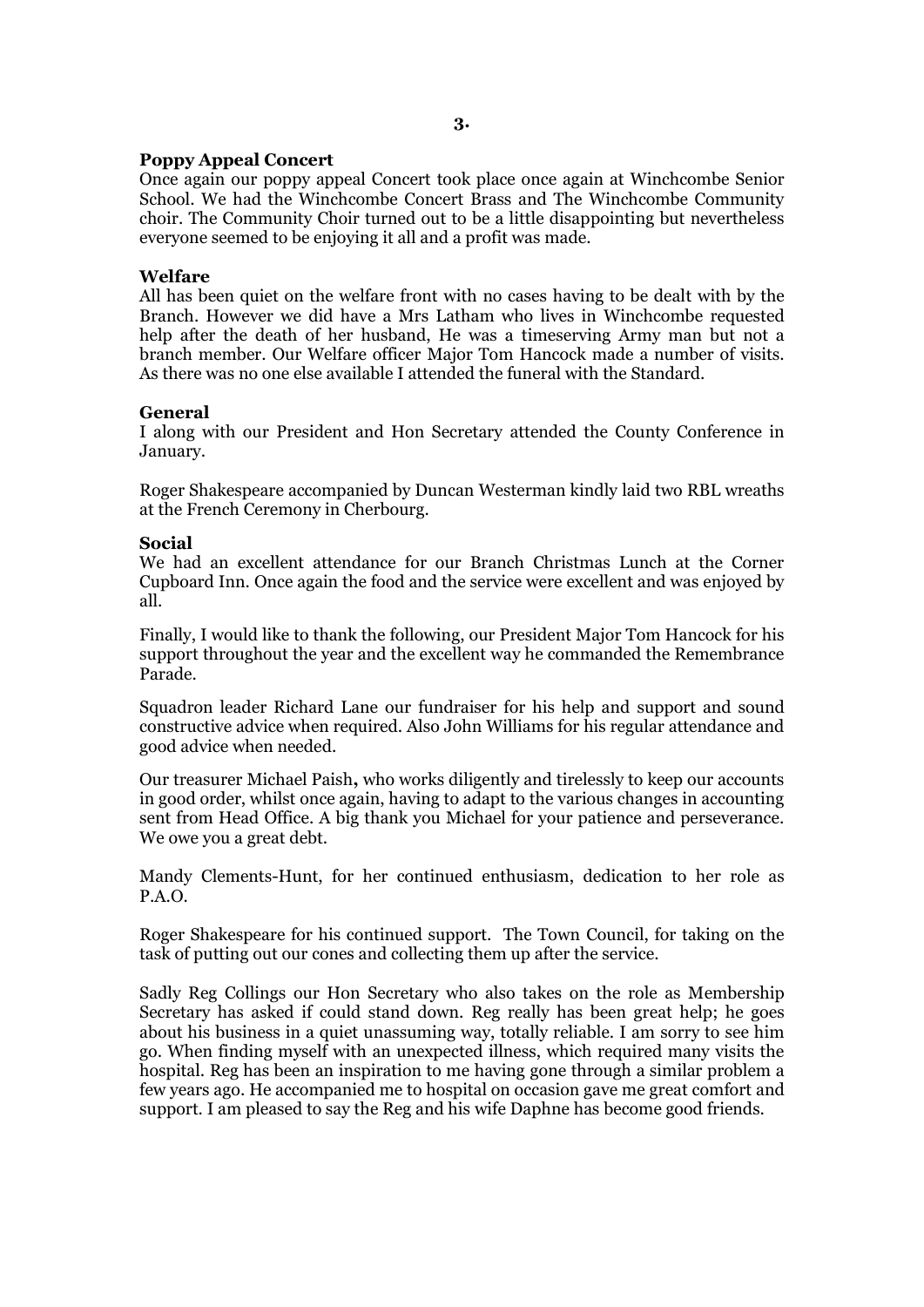**Poppy Appeal Concert**

Once again our poppy appeal Concert took place once again at Winchcombe Senior School. We had the Winchcombe Concert Brass and The Winchcombe Community choir. The Community Choir turned out to be a little disappointing but nevertheless everyone seemed to be enjoying it all and a profit was made.

**Welfare**

All has been quiet on the welfare front with no cases having to be dealt with by the Branch. However we did have a Mrs Latham who lives in Winchcombe requested help after the death of her husband, He was a timeserving Army man but not a branch member. Our Welfare officer Major Tom Hancock made a number of visits. As there was no one else available I attended the funeral with the Standard.

**General**

I along with our President and Hon Secretary attended the County Conference in January.

Roger Shakespeare accompanied by Duncan Westerman kindly laid two RBL wreaths at the French Ceremony in Cherbourg.

**Social**

We had an excellent attendance for our Branch Christmas Lunch at the Corner Cupboard Inn. Once again the food and the service were excellent and was enjoyed by all.

Finally, I would like to thank the following, our President Major Tom Hancock for his support throughout the year and the excellent way he commanded the Remembrance Parade.

Squadron leader Richard Lane our fundraiser for his help and support and sound constructive advice when required. Also John Williams for his regular attendance and good advice when needed.

Our treasurer Michael Paish**,** who works diligently and tirelessly to keep our accounts in good order, whilst once again, having to adapt to the various changes in accounting sent from Head Office. A big thank you Michael for your patience and perseverance. We owe you a great debt.

Mandy Clements-Hunt, for her continued enthusiasm, dedication to her role as P.A.O.

Roger Shakespeare for his continued support. The Town Council, for taking on the task of putting out our cones and collecting them up after the service.

Sadly Reg Collings our Hon Secretary who also takes on the role as Membership Secretary has asked if could stand down. Reg really has been great help; he goes about his business in a quiet unassuming way, totally reliable. I am sorry to see him go. When finding myself with an unexpected illness, which required many visits the hospital. Reg has been an inspiration to me having gone through a similar problem a few years ago. He accompanied me to hospital on occasion gave me great comfort and support. I am pleased to say the Reg and his wife Daphne has become good friends.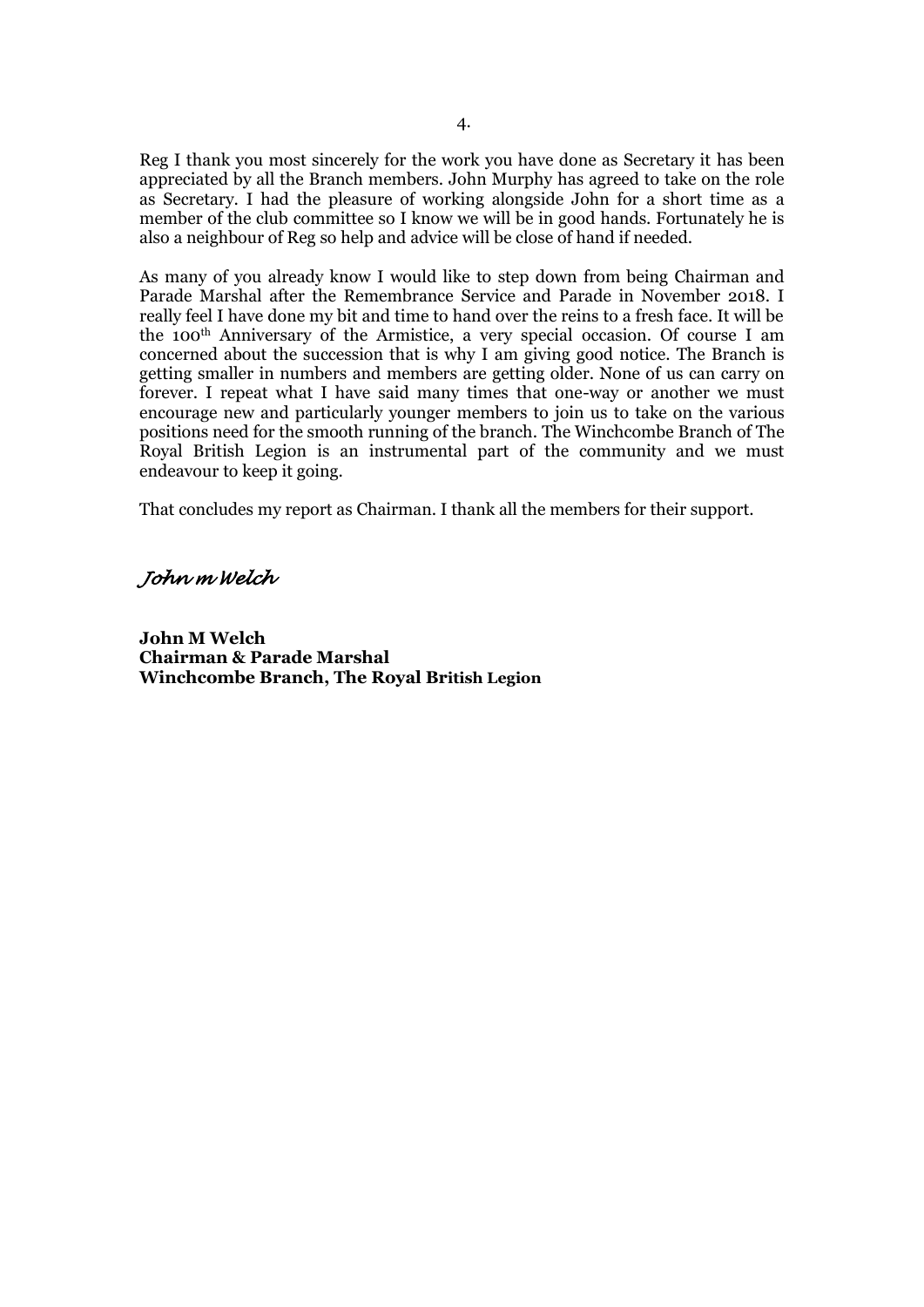Reg I thank you most sincerely for the work you have done as Secretary it has been appreciated by all the Branch members. John Murphy has agreed to take on the role as Secretary. I had the pleasure of working alongside John for a short time as a member of the club committee so I know we will be in good hands. Fortunately he is also a neighbour of Reg so help and advice will be close of hand if needed.

As many of you already know I would like to step down from being Chairman and Parade Marshal after the Remembrance Service and Parade in November 2018. I really feel I have done my bit and time to hand over the reins to a fresh face. It will be the 100th Anniversary of the Armistice, a very special occasion. Of course I am concerned about the succession that is why I am giving good notice. The Branch is getting smaller in numbers and members are getting older. None of us can carry on forever. I repeat what I have said many times that one-way or another we must encourage new and particularly younger members to join us to take on the various positions need for the smooth running of the branch. The Winchcombe Branch of The Royal British Legion is an instrumental part of the community and we must endeavour to keep it going.

That concludes my report as Chairman. I thank all the members for their support.

*John m Welch*

**John M Welch**
**Chairman & Parade Marshal**
**Winchcombe Branch, The Royal British Legion**